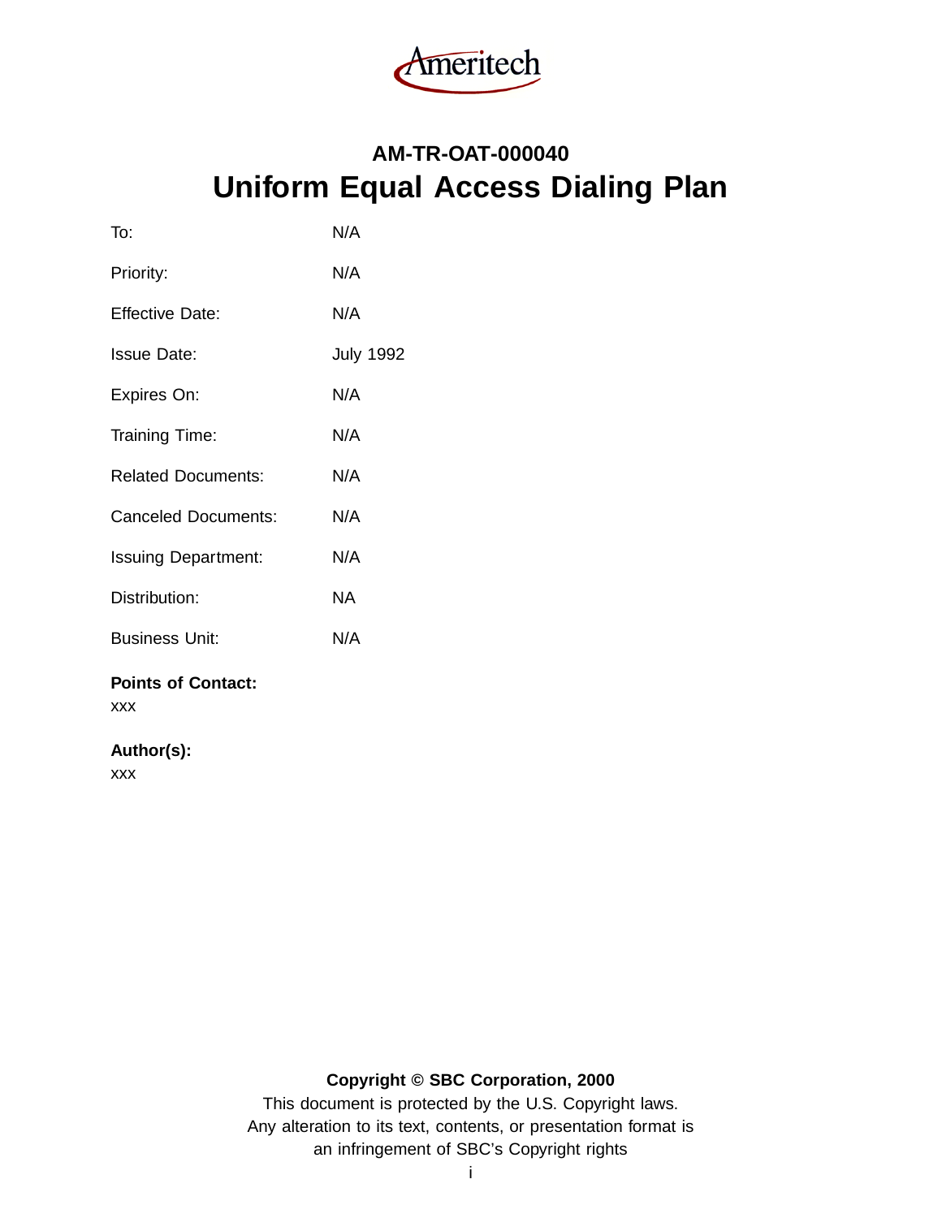Ameritech

# AM-TR-OAT-000040
# Uniform Equal Access Dialing Plan

| | |
|---|---|
| To: | N/A |
| Priority: | N/A |
| Effective Date: | N/A |
| Issue Date: | July 1992 |
| Expires On: | N/A |
| Training Time: | N/A |
| Related Documents: | N/A |
| Canceled Documents: | N/A |
| Issuing Department: | N/A |
| Distribution: | NA |
| Business Unit: | N/A |

**Points of Contact:**
xxx

**Author(s):**
xxx

**Copyright © SBC Corporation, 2000**
This document is protected by the U.S. Copyright laws.
Any alteration to its text, contents, or presentation format is
an infringement of SBC's Copyright rights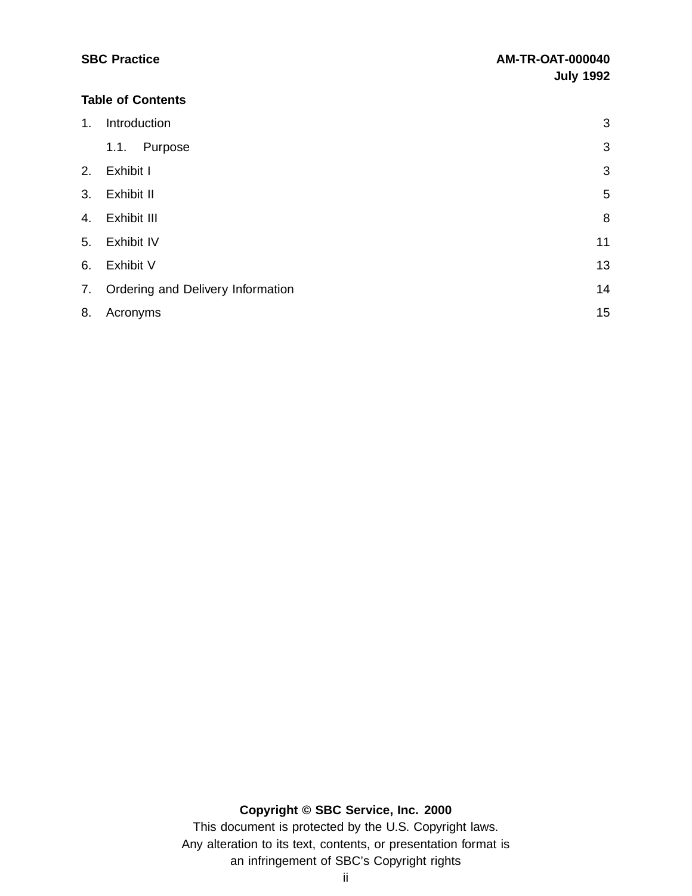**Table of Contents**

1. Introduction 3
   1.1. Purpose 3
2. Exhibit I 3
3. Exhibit II 5
4. Exhibit III 8
5. Exhibit IV 11
6. Exhibit V 13
7. Ordering and Delivery Information 14
8. Acronyms 15

**Copyright © SBC Service, Inc. 2000**

This document is protected by the U.S. Copyright laws.
Any alteration to its text, contents, or presentation format is an infringement of SBC's Copyright rights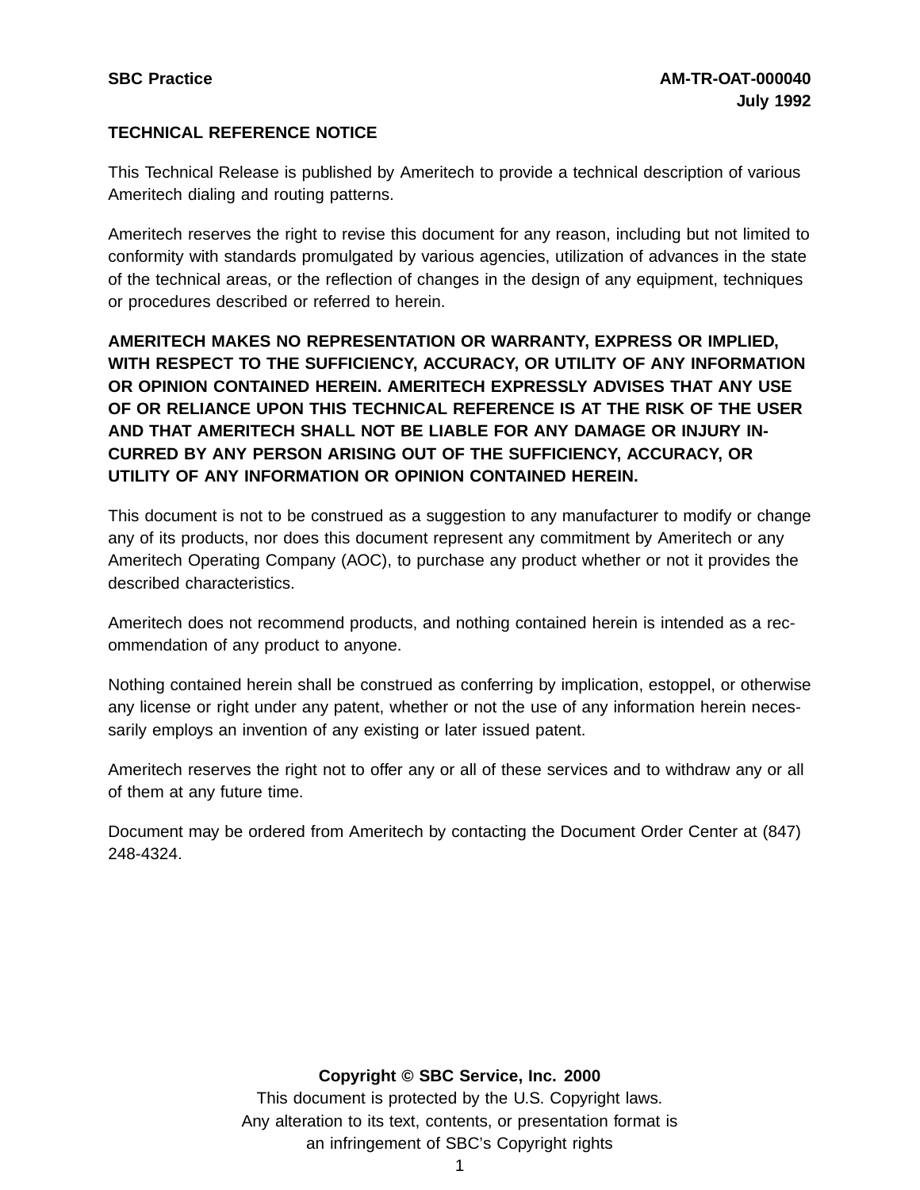**SBC Practice** | **AM-TR-OAT-000040**
**July 1992**

**TECHNICAL REFERENCE NOTICE**

This Technical Release is published by Ameritech to provide a technical description of various Ameritech dialing and routing patterns.

Ameritech reserves the right to revise this document for any reason, including but not limited to conformity with standards promulgated by various agencies, utilization of advances in the state of the technical areas, or the reflection of changes in the design of any equipment, techniques or procedures described or referred to herein.

**AMERITECH MAKES NO REPRESENTATION OR WARRANTY, EXPRESS OR IMPLIED, WITH RESPECT TO THE SUFFICIENCY, ACCURACY, OR UTILITY OF ANY INFORMATION OR OPINION CONTAINED HEREIN. AMERITECH EXPRESSLY ADVISES THAT ANY USE OF OR RELIANCE UPON THIS TECHNICAL REFERENCE IS AT THE RISK OF THE USER AND THAT AMERITECH SHALL NOT BE LIABLE FOR ANY DAMAGE OR INJURY INCURRED BY ANY PERSON ARISING OUT OF THE SUFFICIENCY, ACCURACY, OR UTILITY OF ANY INFORMATION OR OPINION CONTAINED HEREIN.**

This document is not to be construed as a suggestion to any manufacturer to modify or change any of its products, nor does this document represent any commitment by Ameritech or any Ameritech Operating Company (AOC), to purchase any product whether or not it provides the described characteristics.

Ameritech does not recommend products, and nothing contained herein is intended as a recommendation of any product to anyone.

Nothing contained herein shall be construed as conferring by implication, estoppel, or otherwise any license or right under any patent, whether or not the use of any information herein necessarily employs an invention of any existing or later issued patent.

Ameritech reserves the right not to offer any or all of these services and to withdraw any or all of them at any future time.

Document may be ordered from Ameritech by contacting the Document Order Center at (847) 248-4324.

**Copyright © SBC Service, Inc. 2000**
This document is protected by the U.S. Copyright laws.
Any alteration to its text, contents, or presentation format is an infringement of SBC's Copyright rights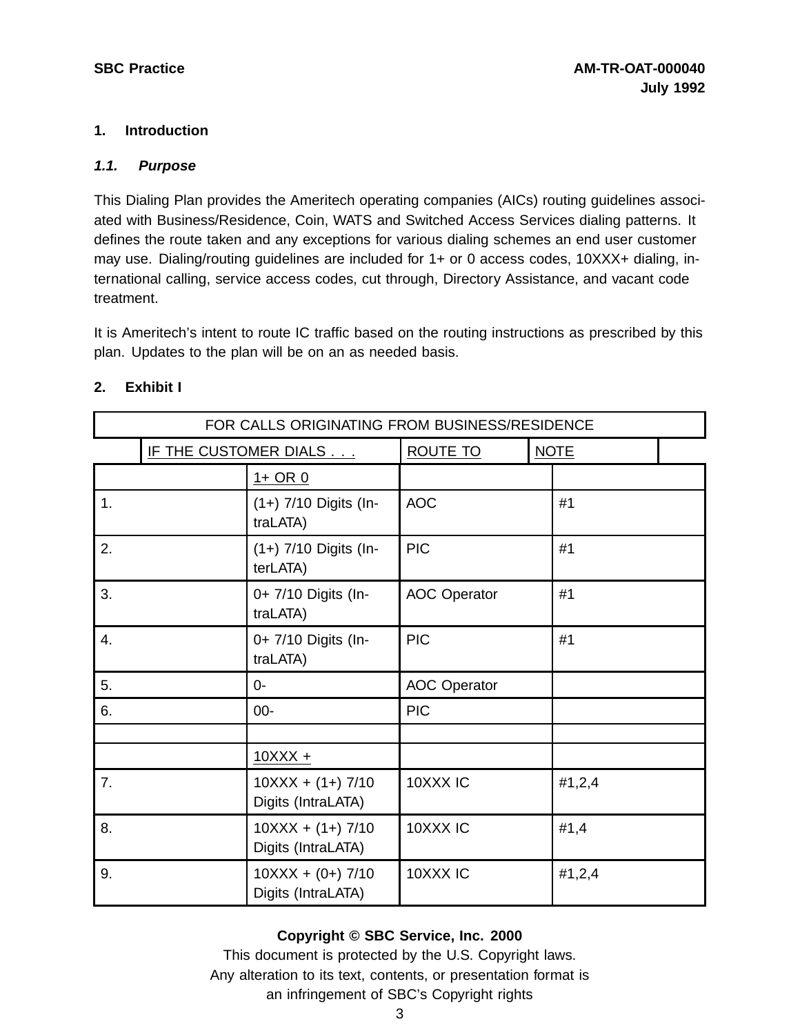## 1. Introduction

### *1.1. Purpose*

This Dialing Plan provides the Ameritech operating companies (AICs) routing guidelines associated with Business/Residence, Coin, WATS and Switched Access Services dialing patterns. It defines the route taken and any exceptions for various dialing schemes an end user customer may use. Dialing/routing guidelines are included for 1+ or 0 access codes, 10XXX+ dialing, international calling, service access codes, cut through, Directory Assistance, and vacant code treatment.

It is Ameritech's intent to route IC traffic based on the routing instructions as prescribed by this plan. Updates to the plan will be on an as needed basis.

## 2. Exhibit I

| FOR CALLS ORIGINATING FROM BUSINESS/RESIDENCE | | | |
|---|---|---|---|
| | IF THE CUSTOMER DIALS . . . | ROUTE TO | NOTE |
| | 1+ OR 0 | | |
| 1. | (1+) 7/10 Digits (IntraLATA) | AOC | #1 |
| 2. | (1+) 7/10 Digits (InterLATA) | PIC | #1 |
| 3. | 0+ 7/10 Digits (IntraLATA) | AOC Operator | #1 |
| 4. | 0+ 7/10 Digits (IntraLATA) | PIC | #1 |
| 5. | 0- | AOC Operator | |
| 6. | 00- | PIC | |
| | | | |
| | 10XXX + | | |
| 7. | 10XXX + (1+) 7/10 Digits (IntraLATA) | 10XXX IC | #1,2,4 |
| 8. | 10XXX + (1+) 7/10 Digits (IntraLATA) | 10XXX IC | #1,4 |
| 9. | 10XXX + (0+) 7/10 Digits (IntraLATA) | 10XXX IC | #1,2,4 |

**Copyright © SBC Service, Inc. 2000**

This document is protected by the U.S. Copyright laws.
Any alteration to its text, contents, or presentation format is
an infringement of SBC's Copyright rights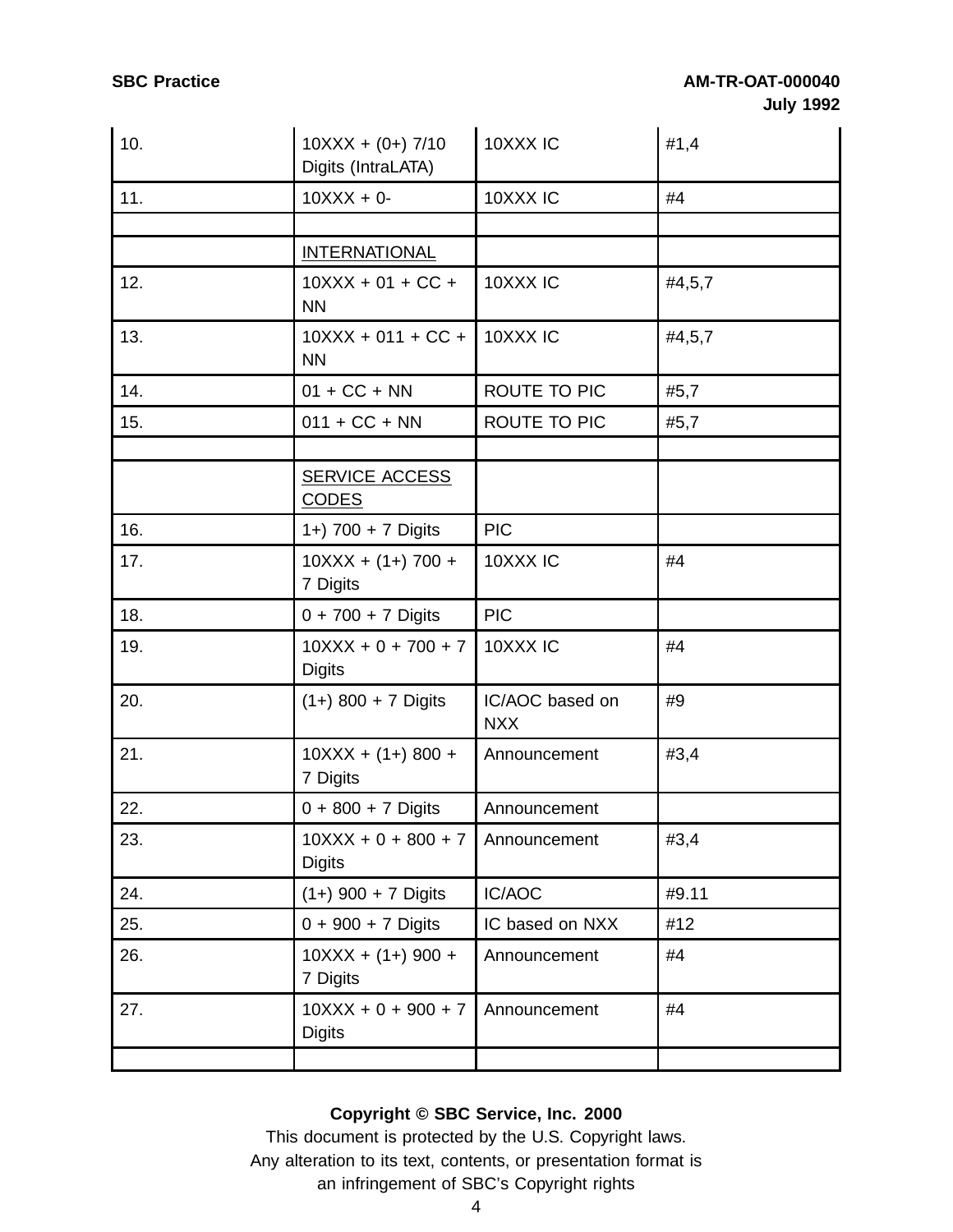| | | | |
|---|---|---|---|
| 10. | 10XXX + (0+) 7/10 Digits (IntraLATA) | 10XXX IC | #1,4 |
| 11. | 10XXX + 0- | 10XXX IC | #4 |
| | | | |
| | INTERNATIONAL | | |
| 12. | 10XXX + 01 + CC + NN | 10XXX IC | #4,5,7 |
| 13. | 10XXX + 011 + CC + NN | 10XXX IC | #4,5,7 |
| 14. | 01 + CC + NN | ROUTE TO PIC | #5,7 |
| 15. | 011 + CC + NN | ROUTE TO PIC | #5,7 |
| | | | |
| | SERVICE ACCESS CODES | | |
| 16. | 1+) 700 + 7 Digits | PIC | |
| 17. | 10XXX + (1+) 700 + 7 Digits | 10XXX IC | #4 |
| 18. | 0 + 700 + 7 Digits | PIC | |
| 19. | 10XXX + 0 + 700 + 7 Digits | 10XXX IC | #4 |
| 20. | (1+) 800 + 7 Digits | IC/AOC based on NXX | #9 |
| 21. | 10XXX + (1+) 800 + 7 Digits | Announcement | #3,4 |
| 22. | 0 + 800 + 7 Digits | Announcement | |
| 23. | 10XXX + 0 + 800 + 7 Digits | Announcement | #3,4 |
| 24. | (1+) 900 + 7 Digits | IC/AOC | #9.11 |
| 25. | 0 + 900 + 7 Digits | IC based on NXX | #12 |
| 26. | 10XXX + (1+) 900 + 7 Digits | Announcement | #4 |
| 27. | 10XXX + 0 + 900 + 7 Digits | Announcement | #4 |
| | | | |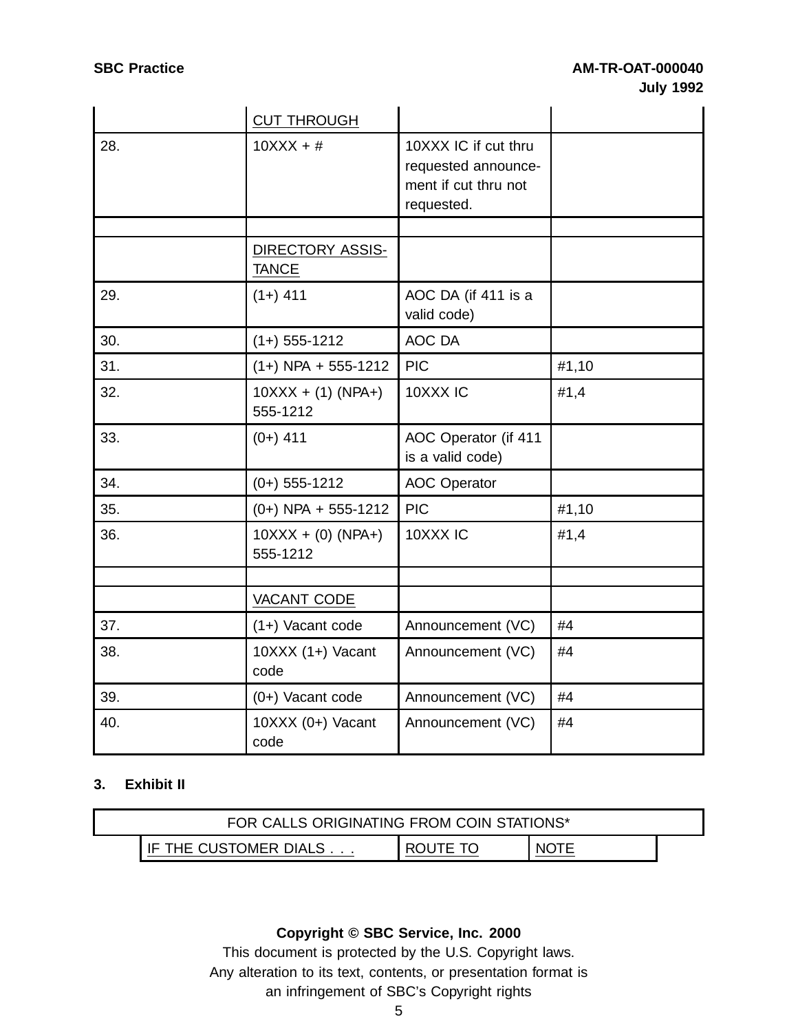| | | | |
|---|---|---|---|
| | CUT THROUGH | | |
| 28. | 10XXX + # | 10XXX IC if cut thru requested announcement if cut thru not requested. | |
| | | | |
| | DIRECTORY ASSISTANCE | | |
| 29. | (1+) 411 | AOC DA (if 411 is a valid code) | |
| 30. | (1+) 555-1212 | AOC DA | |
| 31. | (1+) NPA + 555-1212 | PIC | #1,10 |
| 32. | 10XXX + (1) (NPA+) 555-1212 | 10XXX IC | #1,4 |
| 33. | (0+) 411 | AOC Operator (if 411 is a valid code) | |
| 34. | (0+) 555-1212 | AOC Operator | |
| 35. | (0+) NPA + 555-1212 | PIC | #1,10 |
| 36. | 10XXX + (0) (NPA+) 555-1212 | 10XXX IC | #1,4 |
| | | | |
| | VACANT CODE | | |
| 37. | (1+) Vacant code | Announcement (VC) | #4 |
| 38. | 10XXX (1+) Vacant code | Announcement (VC) | #4 |
| 39. | (0+) Vacant code | Announcement (VC) | #4 |
| 40. | 10XXX (0+) Vacant code | Announcement (VC) | #4 |

## 3. Exhibit II

| FOR CALLS ORIGINATING FROM COIN STATIONS* | | |
|---|---|---|
| IF THE CUSTOMER DIALS . . . | ROUTE TO | NOTE |

**Copyright © SBC Service, Inc. 2000**

This document is protected by the U.S. Copyright laws.
Any alteration to its text, contents, or presentation format is an infringement of SBC's Copyright rights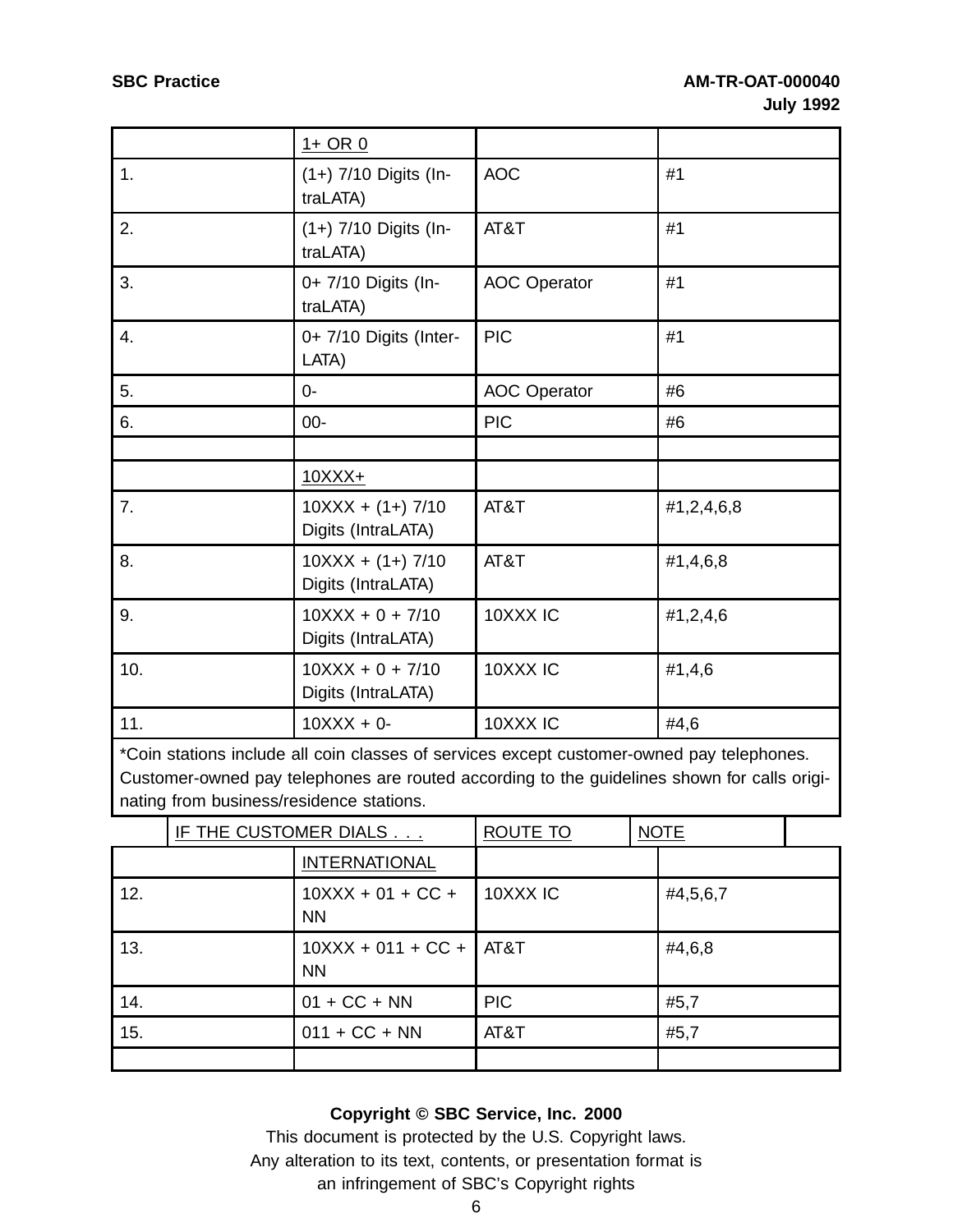| | 1+ OR 0 | | |
|---|---|---|---|
| 1. | (1+) 7/10 Digits (IntraLATA) | AOC | #1 |
| 2. | (1+) 7/10 Digits (IntraLATA) | AT&T | #1 |
| 3. | 0+ 7/10 Digits (IntraLATA) | AOC Operator | #1 |
| 4. | 0+ 7/10 Digits (InterLATA) | PIC | #1 |
| 5. | 0- | AOC Operator | #6 |
| 6. | 00- | PIC | #6 |
| | | | |
| | 10XXX+ | | |
| 7. | 10XXX + (1+) 7/10 Digits (IntraLATA) | AT&T | #1,2,4,6,8 |
| 8. | 10XXX + (1+) 7/10 Digits (IntraLATA) | AT&T | #1,4,6,8 |
| 9. | 10XXX + 0 + 7/10 Digits (IntraLATA) | 10XXX IC | #1,2,4,6 |
| 10. | 10XXX + 0 + 7/10 Digits (IntraLATA) | 10XXX IC | #1,4,6 |
| 11. | 10XXX + 0- | 10XXX IC | #4,6 |

*Coin stations include all coin classes of services except customer-owned pay telephones. Customer-owned pay telephones are routed according to the guidelines shown for calls originating from business/residence stations.

| | IF THE CUSTOMER DIALS . . . | ROUTE TO | NOTE |
|---|---|---|---|
| | INTERNATIONAL | | |
| 12. | 10XXX + 01 + CC + NN | 10XXX IC | #4,5,6,7 |
| 13. | 10XXX + 011 + CC + NN | AT&T | #4,6,8 |
| 14. | 01 + CC + NN | PIC | #5,7 |
| 15. | 011 + CC + NN | AT&T | #5,7 |
| | | | |

**Copyright © SBC Service, Inc. 2000**

This document is protected by the U.S. Copyright laws.
Any alteration to its text, contents, or presentation format is
an infringement of SBC's Copyright rights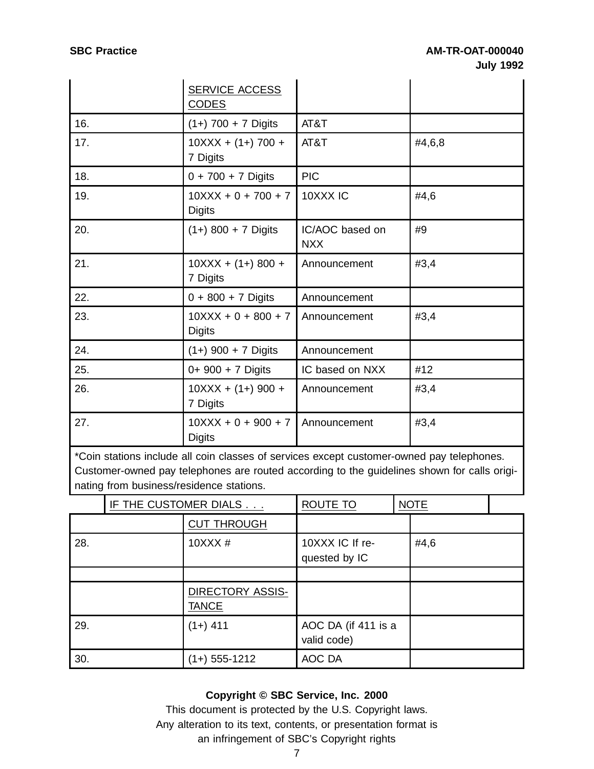| | SERVICE ACCESS CODES | | |
|---|---|---|---|
| 16. | (1+) 700 + 7 Digits | AT&T | |
| 17. | 10XXX + (1+) 700 + 7 Digits | AT&T | #4,6,8 |
| 18. | 0 + 700 + 7 Digits | PIC | |
| 19. | 10XXX + 0 + 700 + 7 Digits | 10XXX IC | #4,6 |
| 20. | (1+) 800 + 7 Digits | IC/AOC based on NXX | #9 |
| 21. | 10XXX + (1+) 800 + 7 Digits | Announcement | #3,4 |
| 22. | 0 + 800 + 7 Digits | Announcement | |
| 23. | 10XXX + 0 + 800 + 7 Digits | Announcement | #3,4 |
| 24. | (1+) 900 + 7 Digits | Announcement | |
| 25. | 0+ 900 + 7 Digits | IC based on NXX | #12 |
| 26. | 10XXX + (1+) 900 + 7 Digits | Announcement | #3,4 |
| 27. | 10XXX + 0 + 900 + 7 Digits | Announcement | #3,4 |

*Coin stations include all coin classes of services except customer-owned pay telephones. Customer-owned pay telephones are routed according to the guidelines shown for calls originating from business/residence stations.

| | IF THE CUSTOMER DIALS . . . | ROUTE TO | NOTE |
|---|---|---|---|
| | CUT THROUGH | | |
| 28. | 10XXX # | 10XXX IC If requested by IC | #4,6 |
| | | | |
| | DIRECTORY ASSISTANCE | | |
| 29. | (1+) 411 | AOC DA (if 411 is a valid code) | |
| 30. | (1+) 555-1212 | AOC DA | |

**Copyright © SBC Service, Inc. 2000**

This document is protected by the U.S. Copyright laws.
Any alteration to its text, contents, or presentation format is
an infringement of SBC's Copyright rights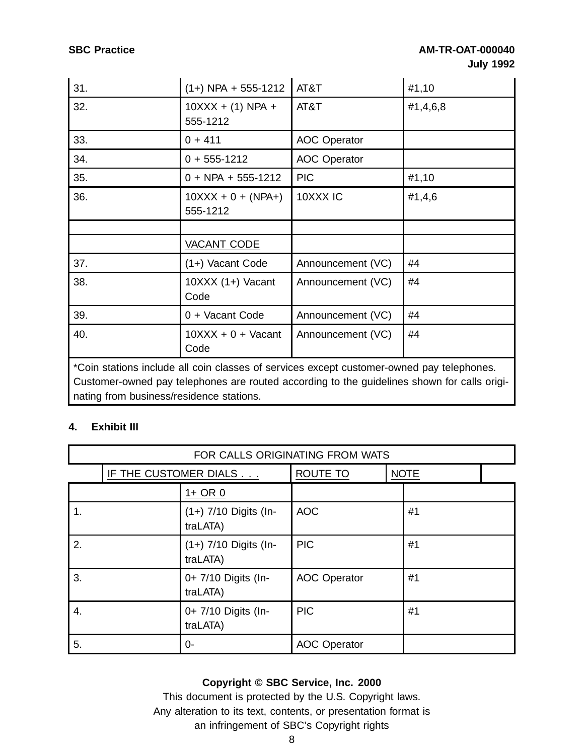| | | | |
|---|---|---|---|
| 31. | (1+) NPA + 555-1212 | AT&T | #1,10 |
| 32. | 10XXX + (1) NPA + 555-1212 | AT&T | #1,4,6,8 |
| 33. | 0 + 411 | AOC Operator | |
| 34. | 0 + 555-1212 | AOC Operator | |
| 35. | 0 + NPA + 555-1212 | PIC | #1,10 |
| 36. | 10XXX + 0 + (NPA+) 555-1212 | 10XXX IC | #1,4,6 |
| | | | |
| | VACANT CODE | | |
| 37. | (1+) Vacant Code | Announcement (VC) | #4 |
| 38. | 10XXX (1+) Vacant Code | Announcement (VC) | #4 |
| 39. | 0 + Vacant Code | Announcement (VC) | #4 |
| 40. | 10XXX + 0 + Vacant Code | Announcement (VC) | #4 |

*Coin stations include all coin classes of services except customer-owned pay telephones. Customer-owned pay telephones are routed according to the guidelines shown for calls originating from business/residence stations.

**4. Exhibit III**

| FOR CALLS ORIGINATING FROM WATS | | | |
|---|---|---|---|
| | IF THE CUSTOMER DIALS . . . | ROUTE TO | NOTE |
| | 1+ OR 0 | | |
| 1. | (1+) 7/10 Digits (IntraLATA) | AOC | #1 |
| 2. | (1+) 7/10 Digits (IntraLATA) | PIC | #1 |
| 3. | 0+ 7/10 Digits (IntraLATA) | AOC Operator | #1 |
| 4. | 0+ 7/10 Digits (IntraLATA) | PIC | #1 |
| 5. | 0- | AOC Operator | |

**Copyright © SBC Service, Inc. 2000**
This document is protected by the U.S. Copyright laws.
Any alteration to its text, contents, or presentation format is an infringement of SBC's Copyright rights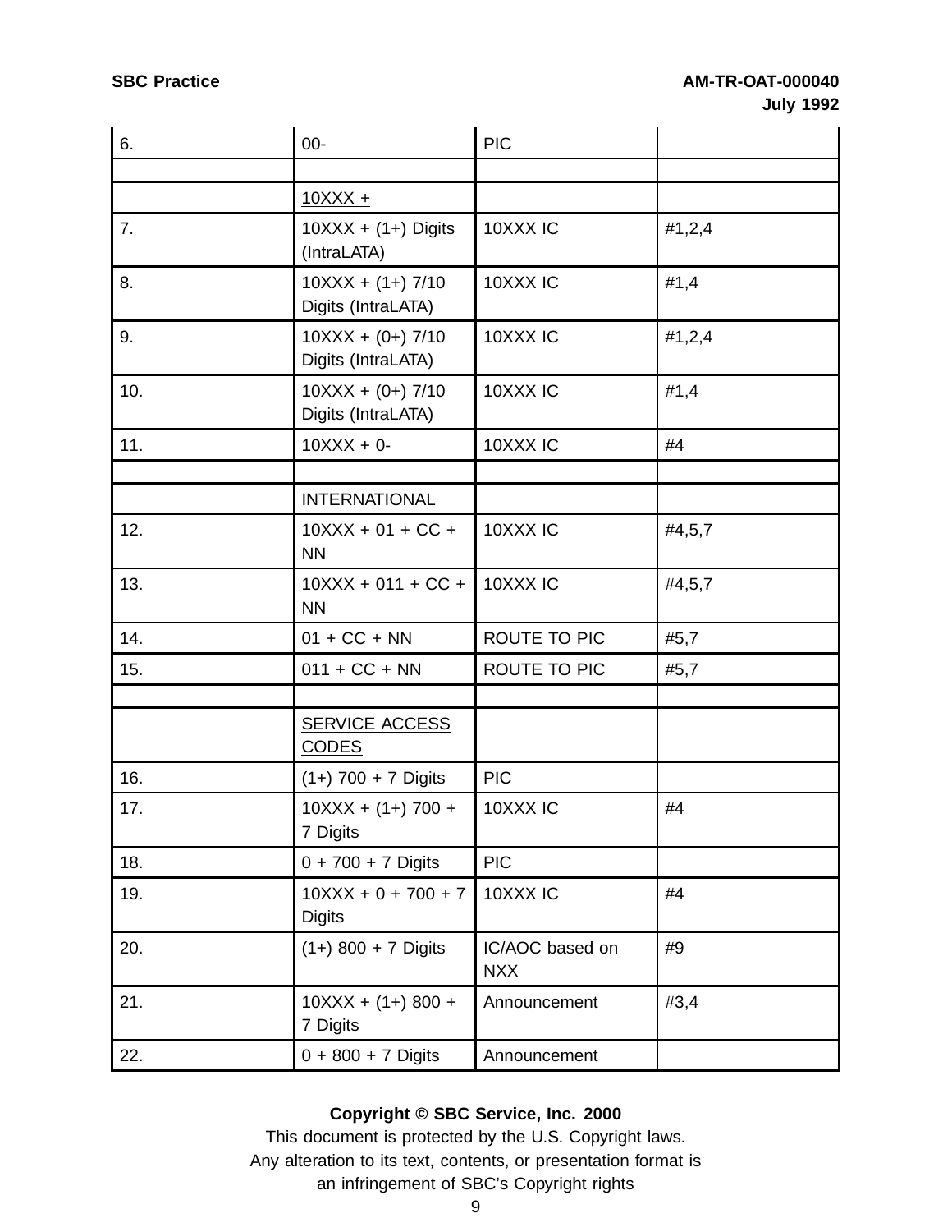| | | | |
|---|---|---|---|
| 6. | 00- | PIC | |
| | | | |
| | <u>10XXX +</u> | | |
| 7. | 10XXX + (1+) Digits (IntraLATA) | 10XXX IC | #1,2,4 |
| 8. | 10XXX + (1+) 7/10 Digits (IntraLATA) | 10XXX IC | #1,4 |
| 9. | 10XXX + (0+) 7/10 Digits (IntraLATA) | 10XXX IC | #1,2,4 |
| 10. | 10XXX + (0+) 7/10 Digits (IntraLATA) | 10XXX IC | #1,4 |
| 11. | 10XXX + 0- | 10XXX IC | #4 |
| | | | |
| | <u>INTERNATIONAL</u> | | |
| 12. | 10XXX + 01 + CC + NN | 10XXX IC | #4,5,7 |
| 13. | 10XXX + 011 + CC + NN | 10XXX IC | #4,5,7 |
| 14. | 01 + CC + NN | ROUTE TO PIC | #5,7 |
| 15. | 011 + CC + NN | ROUTE TO PIC | #5,7 |
| | | | |
| | <u>SERVICE ACCESS CODES</u> | | |
| 16. | (1+) 700 + 7 Digits | PIC | |
| 17. | 10XXX + (1+) 700 + 7 Digits | 10XXX IC | #4 |
| 18. | 0 + 700 + 7 Digits | PIC | |
| 19. | 10XXX + 0 + 700 + 7 Digits | 10XXX IC | #4 |
| 20. | (1+) 800 + 7 Digits | IC/AOC based on NXX | #9 |
| 21. | 10XXX + (1+) 800 + 7 Digits | Announcement | #3,4 |
| 22. | 0 + 800 + 7 Digits | Announcement | |

**Copyright © SBC Service, Inc. 2000**
This document is protected by the U.S. Copyright laws.
Any alteration to its text, contents, or presentation format is
an infringement of SBC's Copyright rights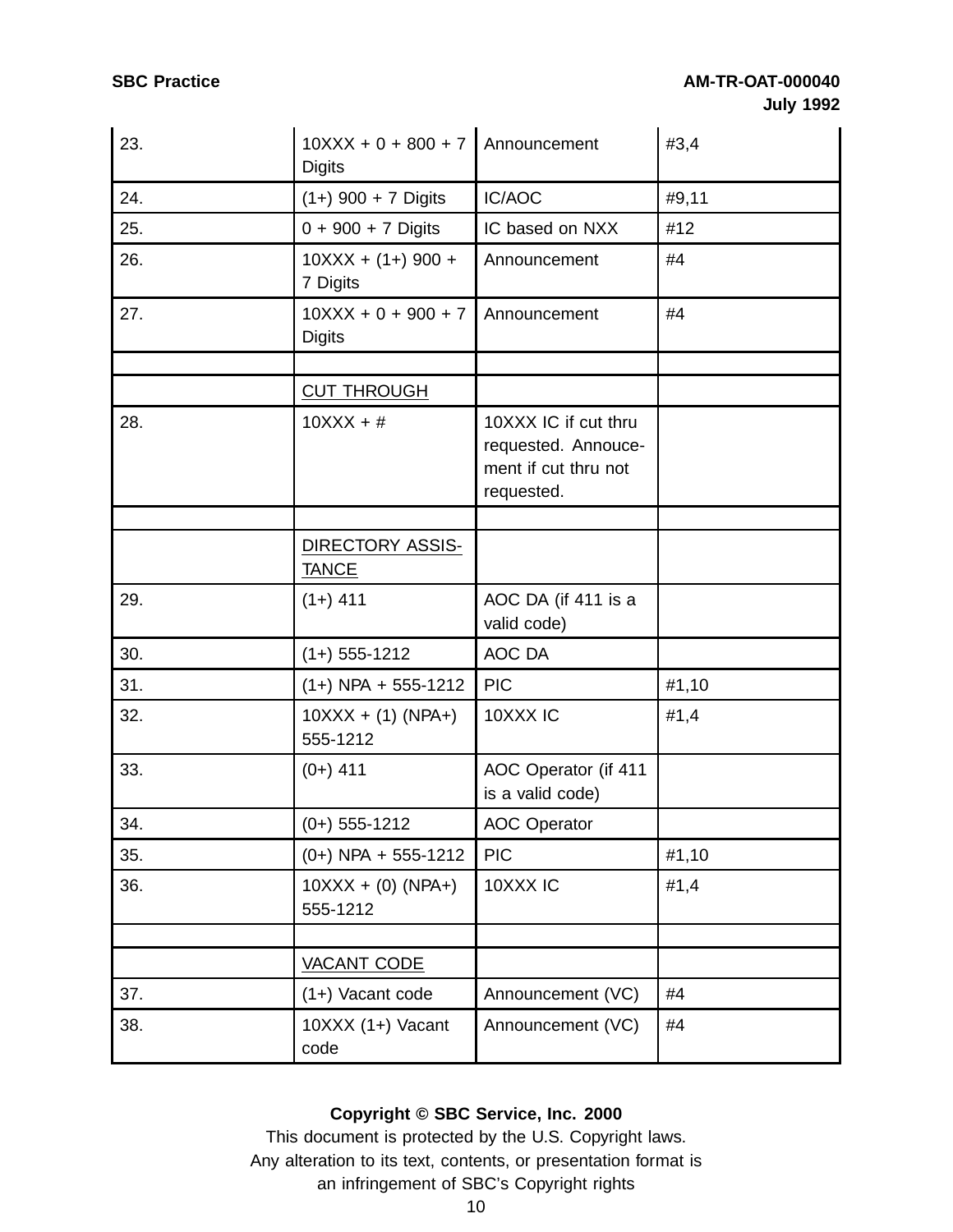| | | | |
|---|---|---|---|
| 23. | 10XXX + 0 + 800 + 7 Digits | Announcement | #3,4 |
| 24. | (1+) 900 + 7 Digits | IC/AOC | #9,11 |
| 25. | 0 + 900 + 7 Digits | IC based on NXX | #12 |
| 26. | 10XXX + (1+) 900 + 7 Digits | Announcement | #4 |
| 27. | 10XXX + 0 + 900 + 7 Digits | Announcement | #4 |
| | | | |
| | CUT THROUGH | | |
| 28. | 10XXX + # | 10XXX IC if cut thru requested. Annouce-ment if cut thru not requested. | |
| | | | |
| | DIRECTORY ASSISTANCE | | |
| 29. | (1+) 411 | AOC DA (if 411 is a valid code) | |
| 30. | (1+) 555-1212 | AOC DA | |
| 31. | (1+) NPA + 555-1212 | PIC | #1,10 |
| 32. | 10XXX + (1) (NPA+) 555-1212 | 10XXX IC | #1,4 |
| 33. | (0+) 411 | AOC Operator (if 411 is a valid code) | |
| 34. | (0+) 555-1212 | AOC Operator | |
| 35. | (0+) NPA + 555-1212 | PIC | #1,10 |
| 36. | 10XXX + (0) (NPA+) 555-1212 | 10XXX IC | #1,4 |
| | | | |
| | VACANT CODE | | |
| 37. | (1+) Vacant code | Announcement (VC) | #4 |
| 38. | 10XXX (1+) Vacant code | Announcement (VC) | #4 |

**Copyright © SBC Service, Inc. 2000**

This document is protected by the U.S. Copyright laws.
Any alteration to its text, contents, or presentation format is
an infringement of SBC's Copyright rights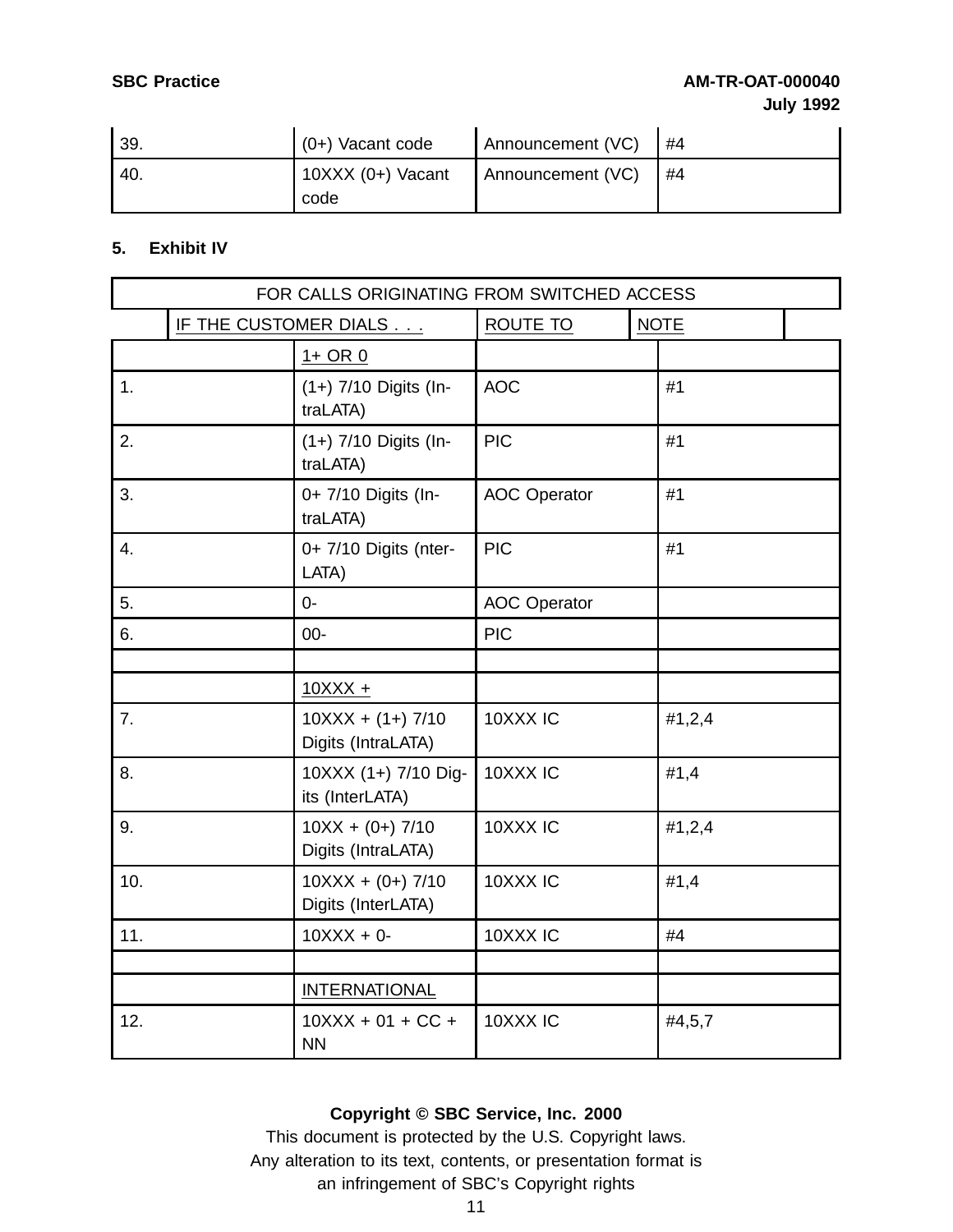| | | | |
|---|---|---|---|
| 39. | (0+) Vacant code | Announcement (VC) | #4 |
| 40. | 10XXX (0+) Vacant code | Announcement (VC) | #4 |

## 5. Exhibit IV

| FOR CALLS ORIGINATING FROM SWITCHED ACCESS | | | |
|---|---|---|---|
| | IF THE CUSTOMER DIALS . . . | ROUTE TO | NOTE |
| | 1+ OR 0 | | |
| 1. | (1+) 7/10 Digits (IntraLATA) | AOC | #1 |
| 2. | (1+) 7/10 Digits (IntraLATA) | PIC | #1 |
| 3. | 0+ 7/10 Digits (IntraLATA) | AOC Operator | #1 |
| 4. | 0+ 7/10 Digits (nterLATA) | PIC | #1 |
| 5. | 0- | AOC Operator | |
| 6. | 00- | PIC | |
| | | | |
| | 10XXX + | | |
| 7. | 10XXX + (1+) 7/10 Digits (IntraLATA) | 10XXX IC | #1,2,4 |
| 8. | 10XXX (1+) 7/10 Digits (InterLATA) | 10XXX IC | #1,4 |
| 9. | 10XX + (0+) 7/10 Digits (IntraLATA) | 10XXX IC | #1,2,4 |
| 10. | 10XXX + (0+) 7/10 Digits (InterLATA) | 10XXX IC | #1,4 |
| 11. | 10XXX + 0- | 10XXX IC | #4 |
| | | | |
| | INTERNATIONAL | | |
| 12. | 10XXX + 01 + CC + NN | 10XXX IC | #4,5,7 |

**Copyright © SBC Service, Inc. 2000**

This document is protected by the U.S. Copyright laws.
Any alteration to its text, contents, or presentation format is an infringement of SBC's Copyright rights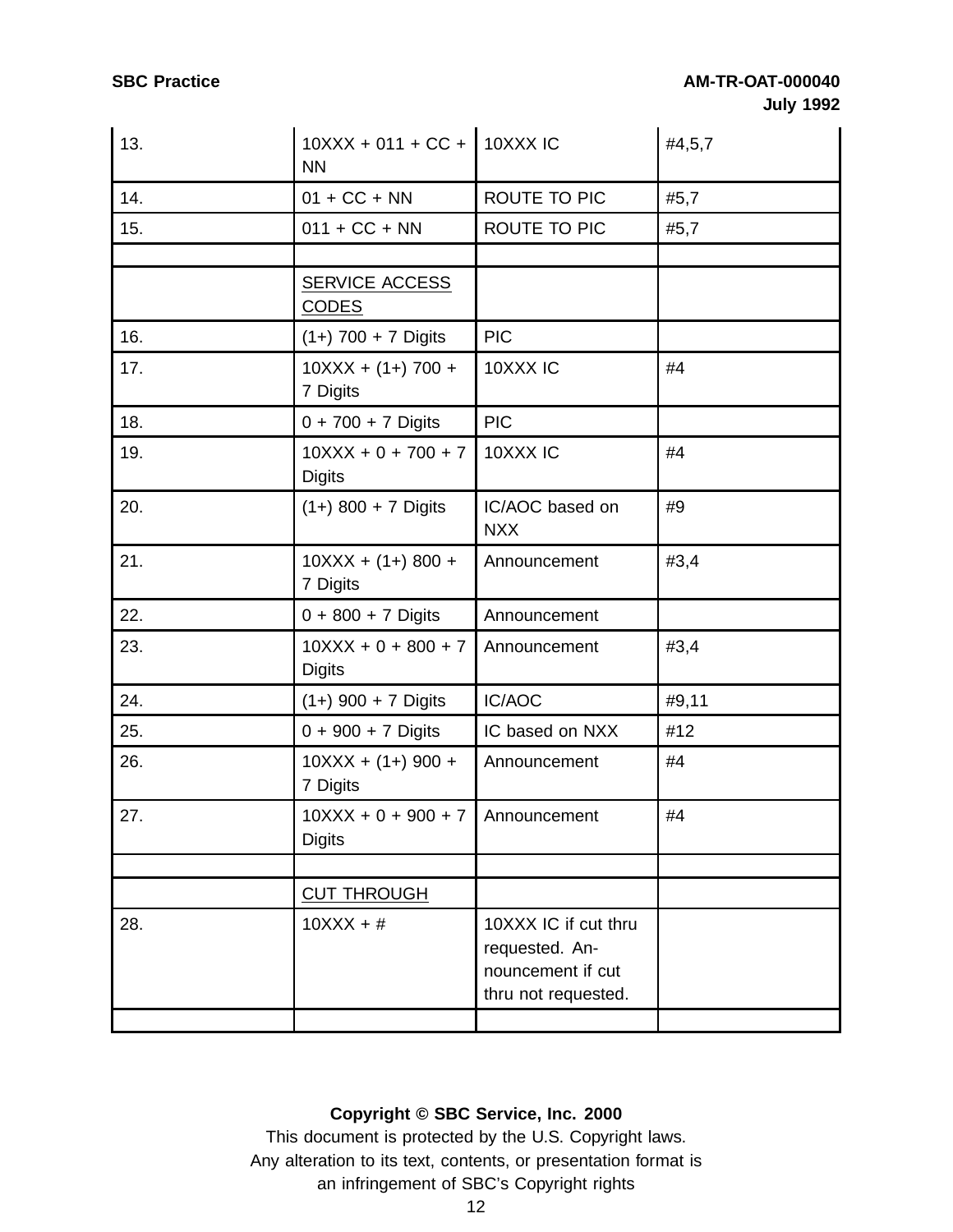| | | | |
|---|---|---|---|
| 13. | 10XXX + 011 + CC + NN | 10XXX IC | #4,5,7 |
| 14. | 01 + CC + NN | ROUTE TO PIC | #5,7 |
| 15. | 011 + CC + NN | ROUTE TO PIC | #5,7 |
| | | | |
| | SERVICE ACCESS CODES | | |
| 16. | (1+) 700 + 7 Digits | PIC | |
| 17. | 10XXX + (1+) 700 + 7 Digits | 10XXX IC | #4 |
| 18. | 0 + 700 + 7 Digits | PIC | |
| 19. | 10XXX + 0 + 700 + 7 Digits | 10XXX IC | #4 |
| 20. | (1+) 800 + 7 Digits | IC/AOC based on NXX | #9 |
| 21. | 10XXX + (1+) 800 + 7 Digits | Announcement | #3,4 |
| 22. | 0 + 800 + 7 Digits | Announcement | |
| 23. | 10XXX + 0 + 800 + 7 Digits | Announcement | #3,4 |
| 24. | (1+) 900 + 7 Digits | IC/AOC | #9,11 |
| 25. | 0 + 900 + 7 Digits | IC based on NXX | #12 |
| 26. | 10XXX + (1+) 900 + 7 Digits | Announcement | #4 |
| 27. | 10XXX + 0 + 900 + 7 Digits | Announcement | #4 |
| | | | |
| | CUT THROUGH | | |
| 28. | 10XXX + # | 10XXX IC if cut thru requested. Announcement if cut thru not requested. | |
| | | | |

**Copyright © SBC Service, Inc. 2000**

This document is protected by the U.S. Copyright laws.
Any alteration to its text, contents, or presentation format is
an infringement of SBC's Copyright rights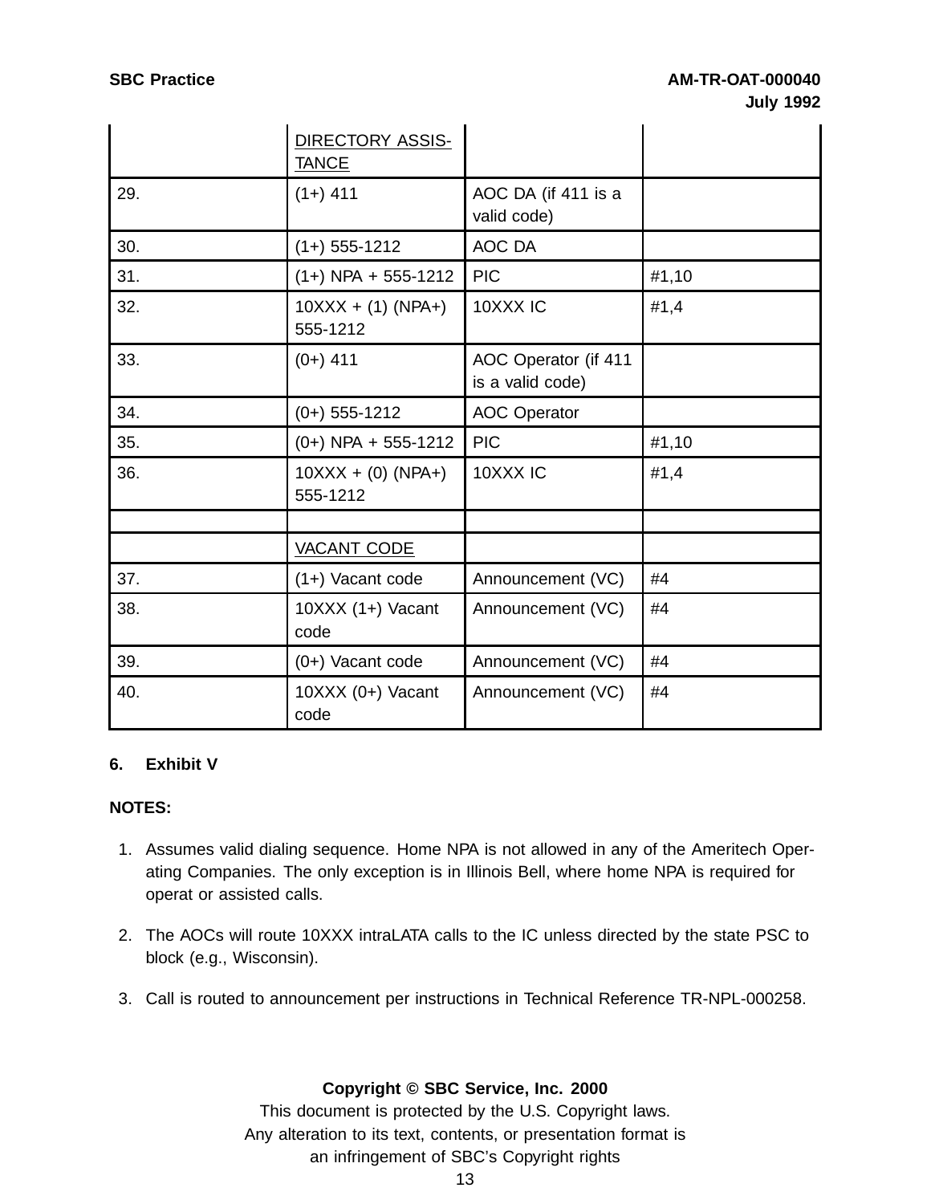| | DIRECTORY ASSISTANCE | | |
|---|---|---|---|
| 29. | (1+) 411 | AOC DA (if 411 is a valid code) | |
| 30. | (1+) 555-1212 | AOC DA | |
| 31. | (1+) NPA + 555-1212 | PIC | #1,10 |
| 32. | 10XXX + (1) (NPA+) 555-1212 | 10XXX IC | #1,4 |
| 33. | (0+) 411 | AOC Operator (if 411 is a valid code) | |
| 34. | (0+) 555-1212 | AOC Operator | |
| 35. | (0+) NPA + 555-1212 | PIC | #1,10 |
| 36. | 10XXX + (0) (NPA+) 555-1212 | 10XXX IC | #1,4 |
| | | | |
| | VACANT CODE | | |
| 37. | (1+) Vacant code | Announcement (VC) | #4 |
| 38. | 10XXX (1+) Vacant code | Announcement (VC) | #4 |
| 39. | (0+) Vacant code | Announcement (VC) | #4 |
| 40. | 10XXX (0+) Vacant code | Announcement (VC) | #4 |

## 6. Exhibit V

**NOTES:**

1. Assumes valid dialing sequence. Home NPA is not allowed in any of the Ameritech Operating Companies. The only exception is in Illinois Bell, where home NPA is required for operat or assisted calls.

2. The AOCs will route 10XXX intraLATA calls to the IC unless directed by the state PSC to block (e.g., Wisconsin).

3. Call is routed to announcement per instructions in Technical Reference TR-NPL-000258.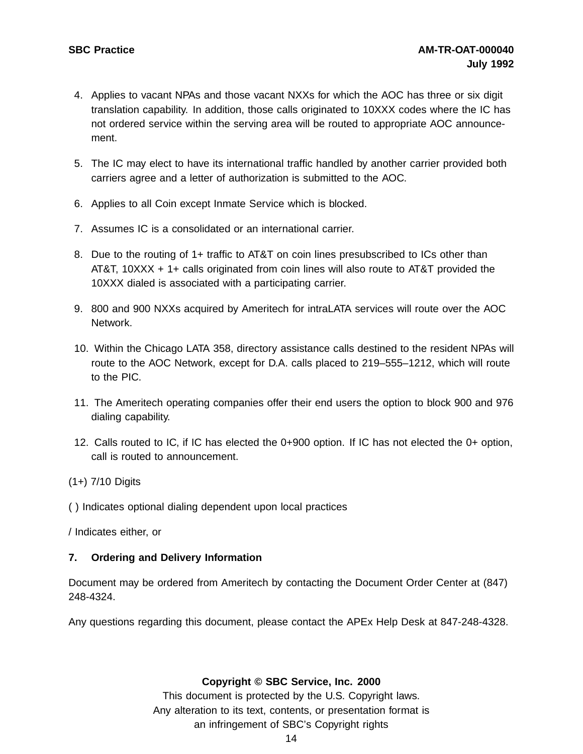4. Applies to vacant NPAs and those vacant NXXs for which the AOC has three or six digit translation capability. In addition, those calls originated to 10XXX codes where the IC has not ordered service within the serving area will be routed to appropriate AOC announcement.

5. The IC may elect to have its international traffic handled by another carrier provided both carriers agree and a letter of authorization is submitted to the AOC.

6. Applies to all Coin except Inmate Service which is blocked.

7. Assumes IC is a consolidated or an international carrier.

8. Due to the routing of 1+ traffic to AT&T on coin lines presubscribed to ICs other than AT&T, 10XXX + 1+ calls originated from coin lines will also route to AT&T provided the 10XXX dialed is associated with a participating carrier.

9. 800 and 900 NXXs acquired by Ameritech for intraLATA services will route over the AOC Network.

10. Within the Chicago LATA 358, directory assistance calls destined to the resident NPAs will route to the AOC Network, except for D.A. calls placed to 219–555–1212, which will route to the PIC.

11. The Ameritech operating companies offer their end users the option to block 900 and 976 dialing capability.

12. Calls routed to IC, if IC has elected the 0+900 option. If IC has not elected the 0+ option, call is routed to announcement.

(1+) 7/10 Digits

( ) Indicates optional dialing dependent upon local practices

/ Indicates either, or

## 7. Ordering and Delivery Information

Document may be ordered from Ameritech by contacting the Document Order Center at (847) 248-4324.

Any questions regarding this document, please contact the APEx Help Desk at 847-248-4328.

**Copyright © SBC Service, Inc. 2000**
This document is protected by the U.S. Copyright laws.
Any alteration to its text, contents, or presentation format is an infringement of SBC's Copyright rights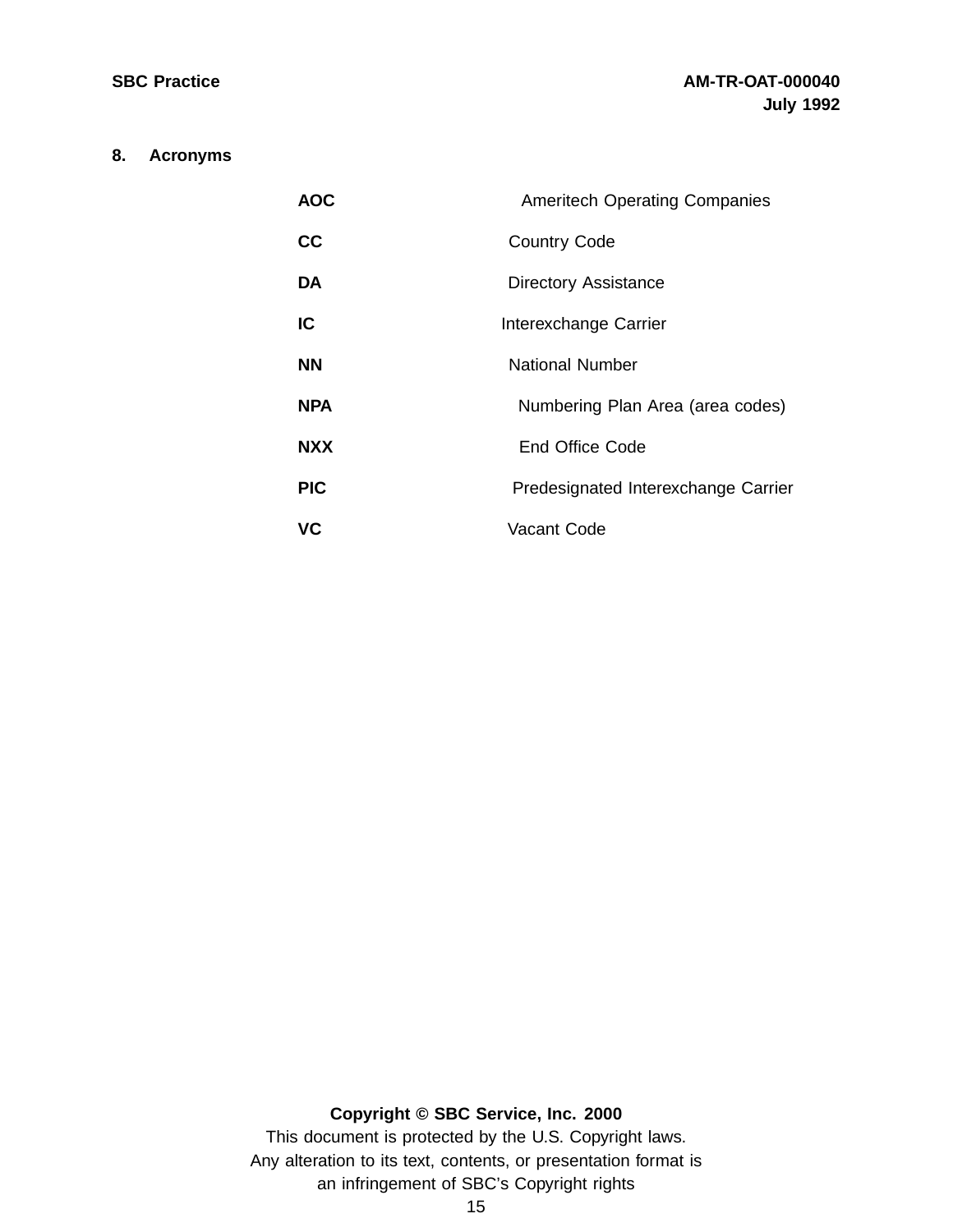## 8. Acronyms

| | |
|---|---|
| **AOC** | Ameritech Operating Companies |
| **CC** | Country Code |
| **DA** | Directory Assistance |
| **IC** | Interexchange Carrier |
| **NN** | National Number |
| **NPA** | Numbering Plan Area (area codes) |
| **NXX** | End Office Code |
| **PIC** | Predesignated Interexchange Carrier |
| **VC** | Vacant Code |

**Copyright © SBC Service, Inc. 2000**
This document is protected by the U.S. Copyright laws.
Any alteration to its text, contents, or presentation format is
an infringement of SBC's Copyright rights